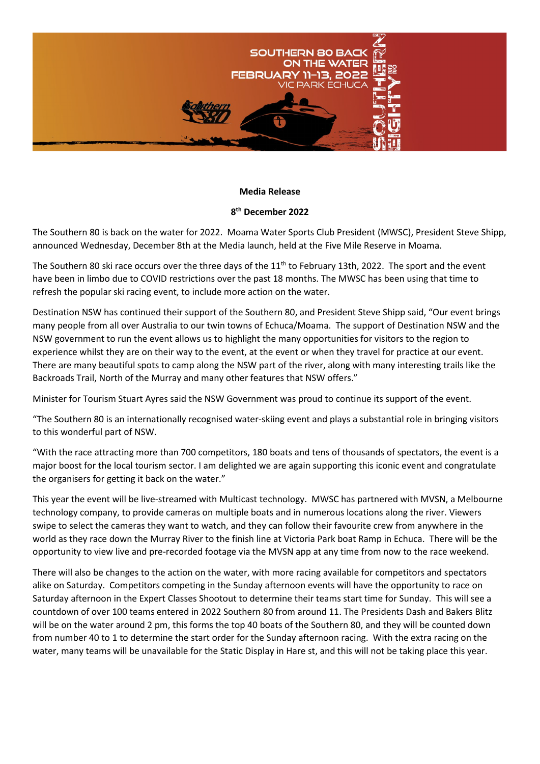SOUTHERN 80 BACK ON THE WATER
FEBRUARY 11-13, 2022
VIC PARK ECHUCA

**Media Release**

**8th December 2022**

The Southern 80 is back on the water for 2022. Moama Water Sports Club President (MWSC), President Steve Shipp, announced Wednesday, December 8th at the Media launch, held at the Five Mile Reserve in Moama.

The Southern 80 ski race occurs over the three days of the 11th to February 13th, 2022. The sport and the event have been in limbo due to COVID restrictions over the past 18 months. The MWSC has been using that time to refresh the popular ski racing event, to include more action on the water.

Destination NSW has continued their support of the Southern 80, and President Steve Shipp said, "Our event brings many people from all over Australia to our twin towns of Echuca/Moama. The support of Destination NSW and the NSW government to run the event allows us to highlight the many opportunities for visitors to the region to experience whilst they are on their way to the event, at the event or when they travel for practice at our event. There are many beautiful spots to camp along the NSW part of the river, along with many interesting trails like the Backroads Trail, North of the Murray and many other features that NSW offers."

Minister for Tourism Stuart Ayres said the NSW Government was proud to continue its support of the event.

"The Southern 80 is an internationally recognised water-skiing event and plays a substantial role in bringing visitors to this wonderful part of NSW.

"With the race attracting more than 700 competitors, 180 boats and tens of thousands of spectators, the event is a major boost for the local tourism sector. I am delighted we are again supporting this iconic event and congratulate the organisers for getting it back on the water."

This year the event will be live-streamed with Multicast technology. MWSC has partnered with MVSN, a Melbourne technology company, to provide cameras on multiple boats and in numerous locations along the river. Viewers swipe to select the cameras they want to watch, and they can follow their favourite crew from anywhere in the world as they race down the Murray River to the finish line at Victoria Park boat Ramp in Echuca. There will be the opportunity to view live and pre-recorded footage via the MVSN app at any time from now to the race weekend.

There will also be changes to the action on the water, with more racing available for competitors and spectators alike on Saturday. Competitors competing in the Sunday afternoon events will have the opportunity to race on Saturday afternoon in the Expert Classes Shootout to determine their teams start time for Sunday. This will see a countdown of over 100 teams entered in 2022 Southern 80 from around 11. The Presidents Dash and Bakers Blitz will be on the water around 2 pm, this forms the top 40 boats of the Southern 80, and they will be counted down from number 40 to 1 to determine the start order for the Sunday afternoon racing. With the extra racing on the water, many teams will be unavailable for the Static Display in Hare st, and this will not be taking place this year.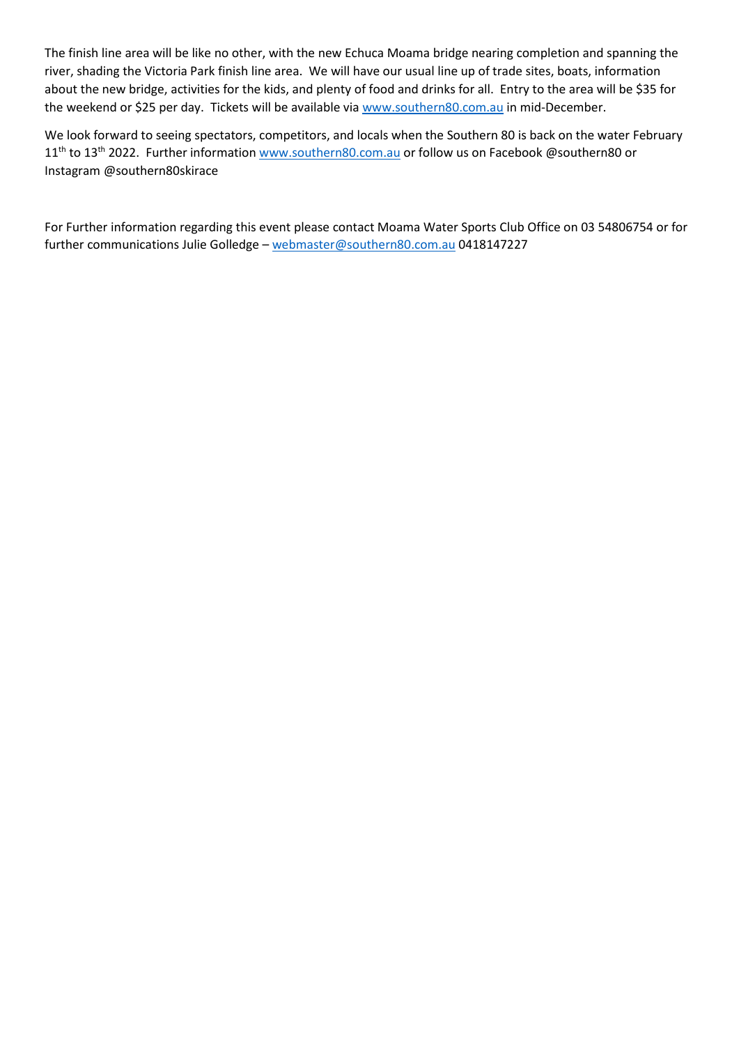The finish line area will be like no other, with the new Echuca Moama bridge nearing completion and spanning the river, shading the Victoria Park finish line area. We will have our usual line up of trade sites, boats, information about the new bridge, activities for the kids, and plenty of food and drinks for all. Entry to the area will be $35 for the weekend or $25 per day. Tickets will be available via www.southern80.com.au in mid-December.

We look forward to seeing spectators, competitors, and locals when the Southern 80 is back on the water February 11th to 13th 2022. Further information www.southern80.com.au or follow us on Facebook @southern80 or Instagram @southern80skirace

For Further information regarding this event please contact Moama Water Sports Club Office on 03 54806754 or for further communications Julie Golledge – webmaster@southern80.com.au 0418147227